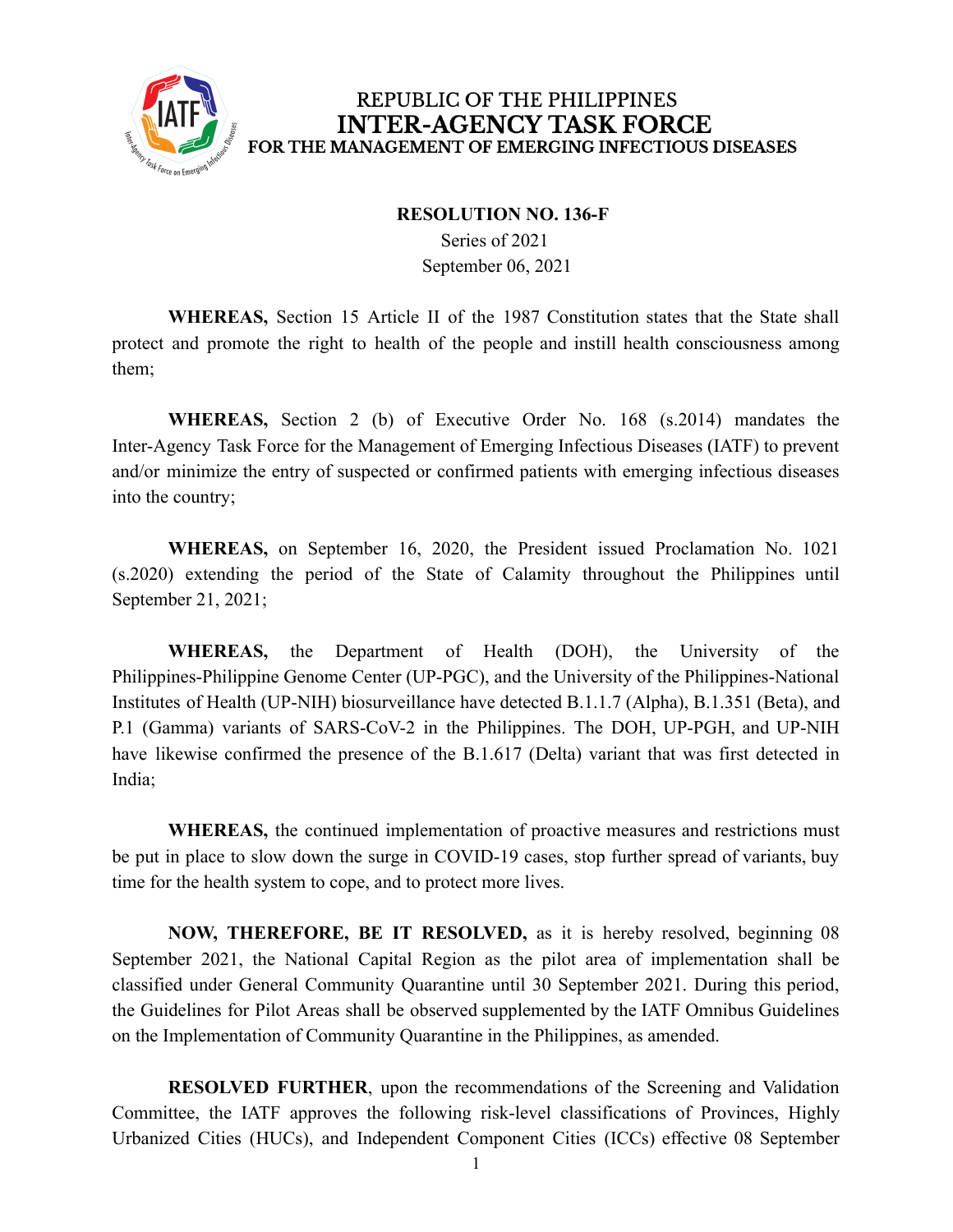REPUBLIC OF THE PHILIPPINES
**INTER-AGENCY TASK FORCE**
**FOR THE MANAGEMENT OF EMERGING INFECTIOUS DISEASES**

**RESOLUTION NO. 136-F**
Series of 2021
September 06, 2021

**WHEREAS,** Section 15 Article II of the 1987 Constitution states that the State shall protect and promote the right to health of the people and instill health consciousness among them;

**WHEREAS,** Section 2 (b) of Executive Order No. 168 (s.2014) mandates the Inter-Agency Task Force for the Management of Emerging Infectious Diseases (IATF) to prevent and/or minimize the entry of suspected or confirmed patients with emerging infectious diseases into the country;

**WHEREAS,** on September 16, 2020, the President issued Proclamation No. 1021 (s.2020) extending the period of the State of Calamity throughout the Philippines until September 21, 2021;

**WHEREAS,** the Department of Health (DOH), the University of the Philippines-Philippine Genome Center (UP-PGC), and the University of the Philippines-National Institutes of Health (UP-NIH) biosurveillance have detected B.1.1.7 (Alpha), B.1.351 (Beta), and P.1 (Gamma) variants of SARS-CoV-2 in the Philippines. The DOH, UP-PGH, and UP-NIH have likewise confirmed the presence of the B.1.617 (Delta) variant that was first detected in India;

**WHEREAS,** the continued implementation of proactive measures and restrictions must be put in place to slow down the surge in COVID-19 cases, stop further spread of variants, buy time for the health system to cope, and to protect more lives.

**NOW, THEREFORE, BE IT RESOLVED,** as it is hereby resolved, beginning 08 September 2021, the National Capital Region as the pilot area of implementation shall be classified under General Community Quarantine until 30 September 2021. During this period, the Guidelines for Pilot Areas shall be observed supplemented by the IATF Omnibus Guidelines on the Implementation of Community Quarantine in the Philippines, as amended.

**RESOLVED FURTHER**, upon the recommendations of the Screening and Validation Committee, the IATF approves the following risk-level classifications of Provinces, Highly Urbanized Cities (HUCs), and Independent Component Cities (ICCs) effective 08 September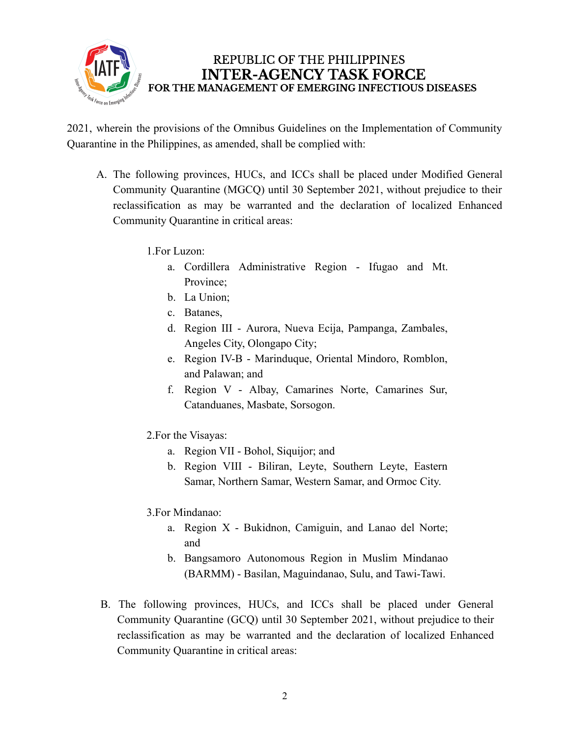2021, wherein the provisions of the Omnibus Guidelines on the Implementation of Community Quarantine in the Philippines, as amended, shall be complied with:

A. The following provinces, HUCs, and ICCs shall be placed under Modified General Community Quarantine (MGCQ) until 30 September 2021, without prejudice to their reclassification as may be warranted and the declaration of localized Enhanced Community Quarantine in critical areas:

    1. For Luzon:
        a. Cordillera Administrative Region - Ifugao and Mt. Province;
        b. La Union;
        c. Batanes,
        d. Region III - Aurora, Nueva Ecija, Pampanga, Zambales, Angeles City, Olongapo City;
        e. Region IV-B - Marinduque, Oriental Mindoro, Romblon, and Palawan; and
        f. Region V - Albay, Camarines Norte, Camarines Sur, Catanduanes, Masbate, Sorsogon.

    2. For the Visayas:
        a. Region VII - Bohol, Siquijor; and
        b. Region VIII - Biliran, Leyte, Southern Leyte, Eastern Samar, Northern Samar, Western Samar, and Ormoc City.

    3. For Mindanao:
        a. Region X - Bukidnon, Camiguin, and Lanao del Norte; and
        b. Bangsamoro Autonomous Region in Muslim Mindanao (BARMM) - Basilan, Maguindanao, Sulu, and Tawi-Tawi.

B. The following provinces, HUCs, and ICCs shall be placed under General Community Quarantine (GCQ) until 30 September 2021, without prejudice to their reclassification as may be warranted and the declaration of localized Enhanced Community Quarantine in critical areas: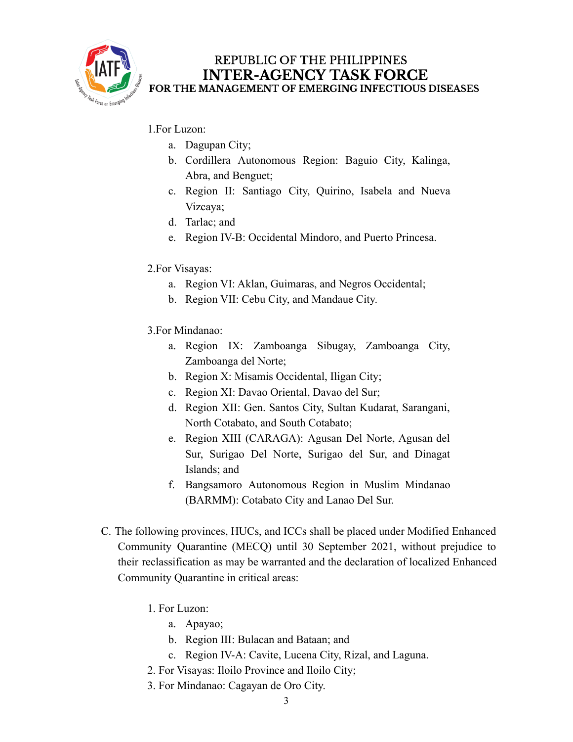1. For Luzon:
    a. Dagupan City;
    b. Cordillera Autonomous Region: Baguio City, Kalinga, Abra, and Benguet;
    c. Region II: Santiago City, Quirino, Isabela and Nueva Vizcaya;
    d. Tarlac; and
    e. Region IV-B: Occidental Mindoro, and Puerto Princesa.

2. For Visayas:
    a. Region VI: Aklan, Guimaras, and Negros Occidental;
    b. Region VII: Cebu City, and Mandaue City.

3. For Mindanao:
    a. Region IX: Zamboanga Sibugay, Zamboanga City, Zamboanga del Norte;
    b. Region X: Misamis Occidental, Iligan City;
    c. Region XI: Davao Oriental, Davao del Sur;
    d. Region XII: Gen. Santos City, Sultan Kudarat, Sarangani, North Cotabato, and South Cotabato;
    e. Region XIII (CARAGA): Agusan Del Norte, Agusan del Sur, Surigao Del Norte, Surigao del Sur, and Dinagat Islands; and
    f. Bangsamoro Autonomous Region in Muslim Mindanao (BARMM): Cotabato City and Lanao Del Sur.

C. The following provinces, HUCs, and ICCs shall be placed under Modified Enhanced Community Quarantine (MECQ) until 30 September 2021, without prejudice to their reclassification as may be warranted and the declaration of localized Enhanced Community Quarantine in critical areas:

1. For Luzon:
    a. Apayao;
    b. Region III: Bulacan and Bataan; and
    c. Region IV-A: Cavite, Lucena City, Rizal, and Laguna.
2. For Visayas: Iloilo Province and Iloilo City;
3. For Mindanao: Cagayan de Oro City.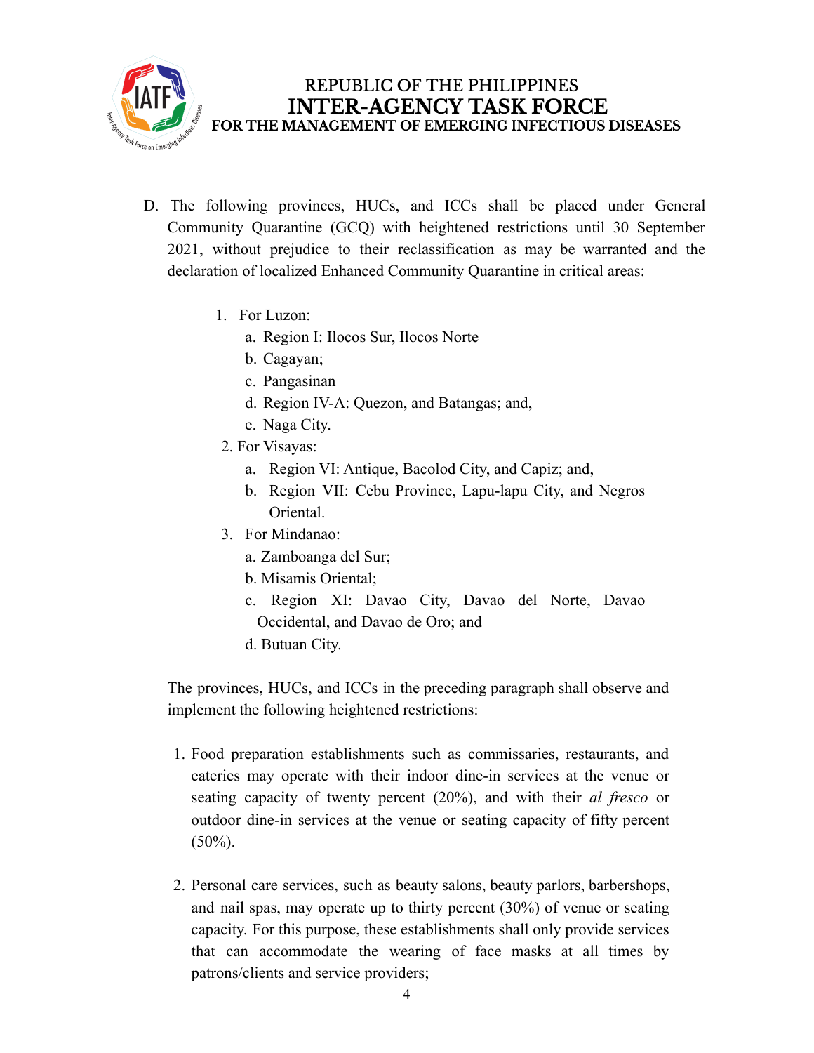D. The following provinces, HUCs, and ICCs shall be placed under General Community Quarantine (GCQ) with heightened restrictions until 30 September 2021, without prejudice to their reclassification as may be warranted and the declaration of localized Enhanced Community Quarantine in critical areas:

1. For Luzon:
   a. Region I: Ilocos Sur, Ilocos Norte
   b. Cagayan;
   c. Pangasinan
   d. Region IV-A: Quezon, and Batangas; and,
   e. Naga City.
2. For Visayas:
   a. Region VI: Antique, Bacolod City, and Capiz; and,
   b. Region VII: Cebu Province, Lapu-lapu City, and Negros Oriental.
3. For Mindanao:
   a. Zamboanga del Sur;
   b. Misamis Oriental;
   c. Region XI: Davao City, Davao del Norte, Davao Occidental, and Davao de Oro; and
   d. Butuan City.

The provinces, HUCs, and ICCs in the preceding paragraph shall observe and implement the following heightened restrictions:

1. Food preparation establishments such as commissaries, restaurants, and eateries may operate with their indoor dine-in services at the venue or seating capacity of twenty percent (20%), and with their *al fresco* or outdoor dine-in services at the venue or seating capacity of fifty percent (50%).

2. Personal care services, such as beauty salons, beauty parlors, barbershops, and nail spas, may operate up to thirty percent (30%) of venue or seating capacity. For this purpose, these establishments shall only provide services that can accommodate the wearing of face masks at all times by patrons/clients and service providers;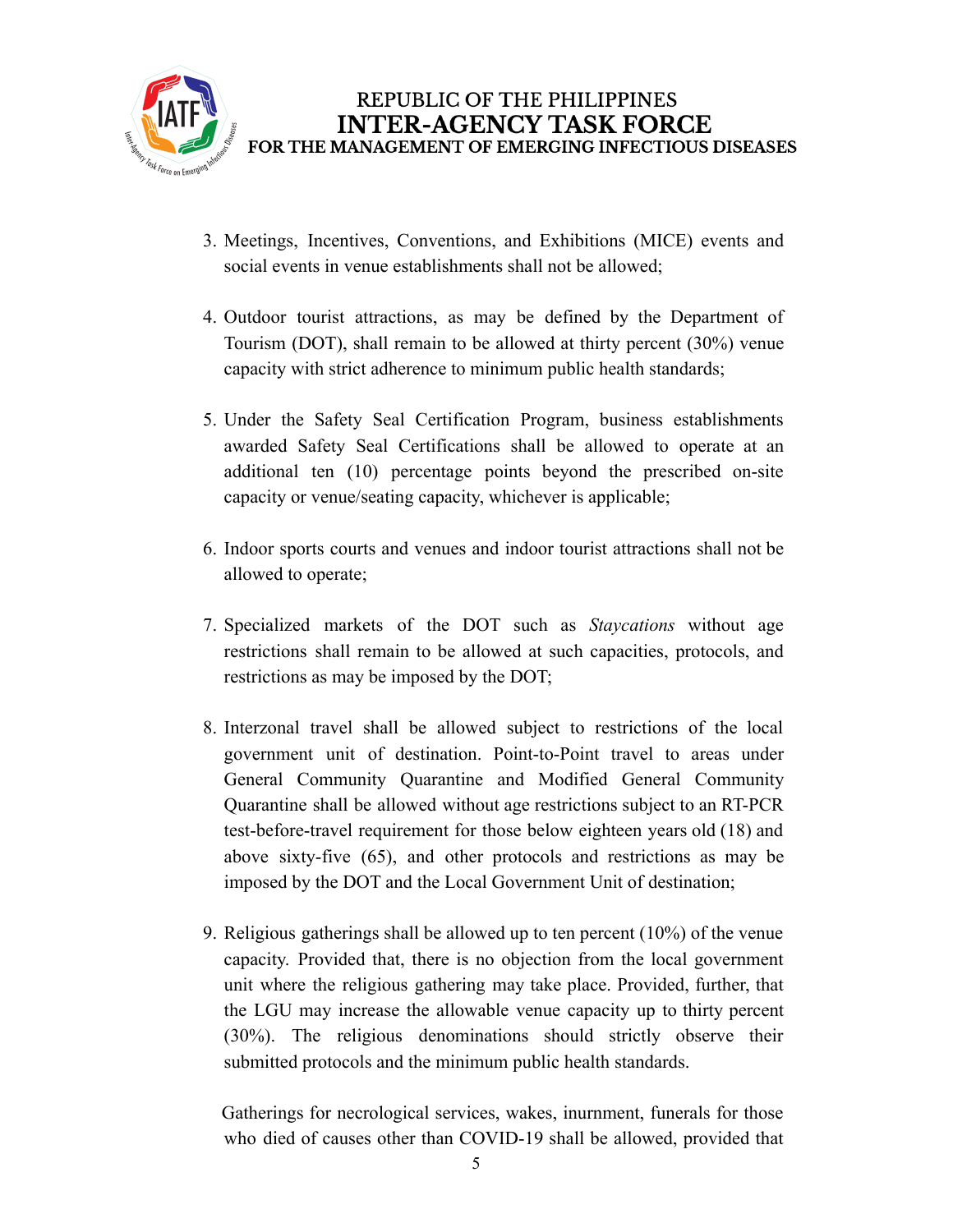3. Meetings, Incentives, Conventions, and Exhibitions (MICE) events and social events in venue establishments shall not be allowed;

4. Outdoor tourist attractions, as may be defined by the Department of Tourism (DOT), shall remain to be allowed at thirty percent (30%) venue capacity with strict adherence to minimum public health standards;

5. Under the Safety Seal Certification Program, business establishments awarded Safety Seal Certifications shall be allowed to operate at an additional ten (10) percentage points beyond the prescribed on-site capacity or venue/seating capacity, whichever is applicable;

6. Indoor sports courts and venues and indoor tourist attractions shall not be allowed to operate;

7. Specialized markets of the DOT such as *Staycations* without age restrictions shall remain to be allowed at such capacities, protocols, and restrictions as may be imposed by the DOT;

8. Interzonal travel shall be allowed subject to restrictions of the local government unit of destination. Point-to-Point travel to areas under General Community Quarantine and Modified General Community Quarantine shall be allowed without age restrictions subject to an RT-PCR test-before-travel requirement for those below eighteen years old (18) and above sixty-five (65), and other protocols and restrictions as may be imposed by the DOT and the Local Government Unit of destination;

9. Religious gatherings shall be allowed up to ten percent (10%) of the venue capacity. Provided that, there is no objection from the local government unit where the religious gathering may take place. Provided, further, that the LGU may increase the allowable venue capacity up to thirty percent (30%). The religious denominations should strictly observe their submitted protocols and the minimum public health standards.

   Gatherings for necrological services, wakes, inurnment, funerals for those who died of causes other than COVID-19 shall be allowed, provided that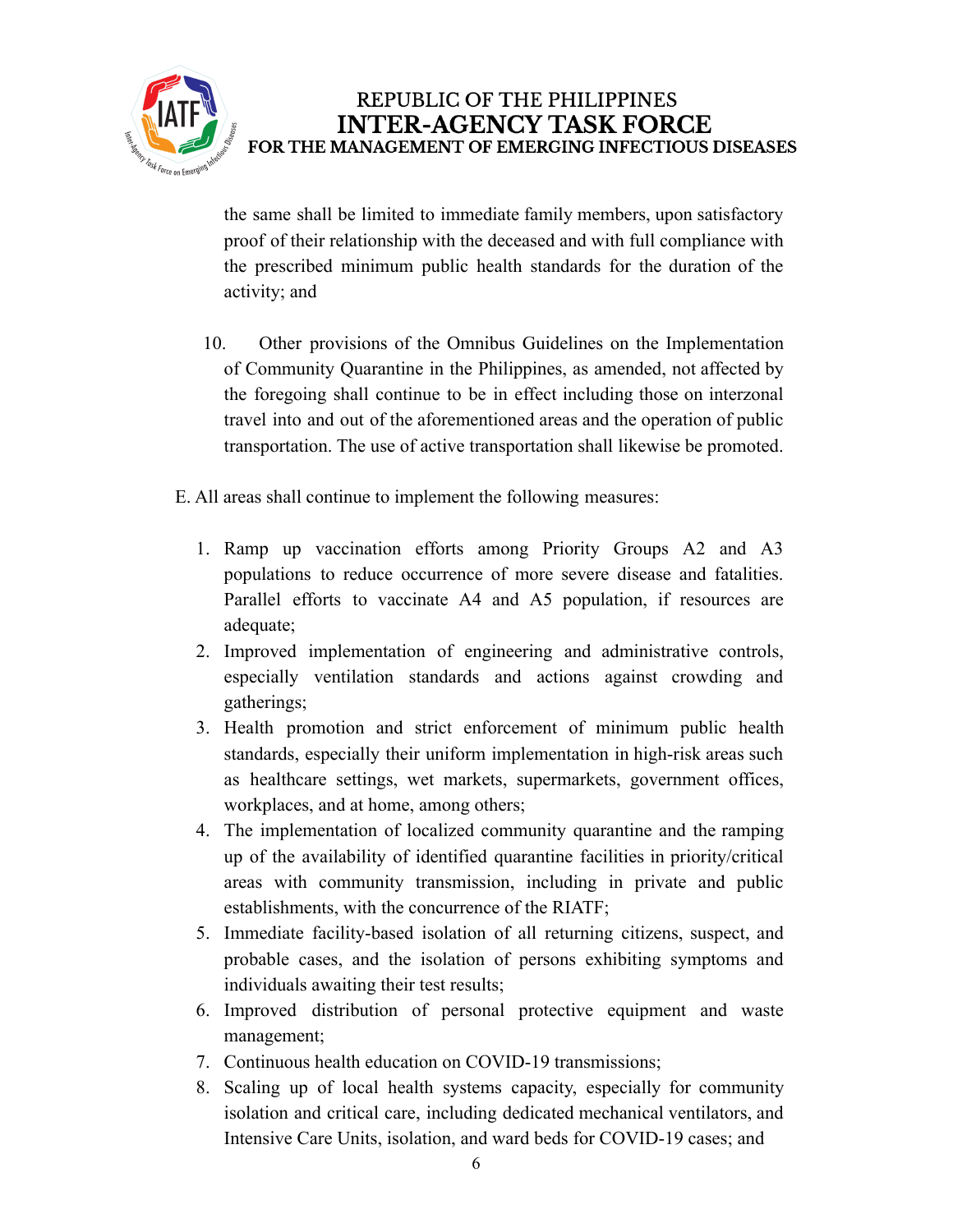the same shall be limited to immediate family members, upon satisfactory proof of their relationship with the deceased and with full compliance with the prescribed minimum public health standards for the duration of the activity; and

10. Other provisions of the Omnibus Guidelines on the Implementation of Community Quarantine in the Philippines, as amended, not affected by the foregoing shall continue to be in effect including those on interzonal travel into and out of the aforementioned areas and the operation of public transportation. The use of active transportation shall likewise be promoted.

E. All areas shall continue to implement the following measures:

1. Ramp up vaccination efforts among Priority Groups A2 and A3 populations to reduce occurrence of more severe disease and fatalities. Parallel efforts to vaccinate A4 and A5 population, if resources are adequate;
2. Improved implementation of engineering and administrative controls, especially ventilation standards and actions against crowding and gatherings;
3. Health promotion and strict enforcement of minimum public health standards, especially their uniform implementation in high-risk areas such as healthcare settings, wet markets, supermarkets, government offices, workplaces, and at home, among others;
4. The implementation of localized community quarantine and the ramping up of the availability of identified quarantine facilities in priority/critical areas with community transmission, including in private and public establishments, with the concurrence of the RIATF;
5. Immediate facility-based isolation of all returning citizens, suspect, and probable cases, and the isolation of persons exhibiting symptoms and individuals awaiting their test results;
6. Improved distribution of personal protective equipment and waste management;
7. Continuous health education on COVID-19 transmissions;
8. Scaling up of local health systems capacity, especially for community isolation and critical care, including dedicated mechanical ventilators, and Intensive Care Units, isolation, and ward beds for COVID-19 cases; and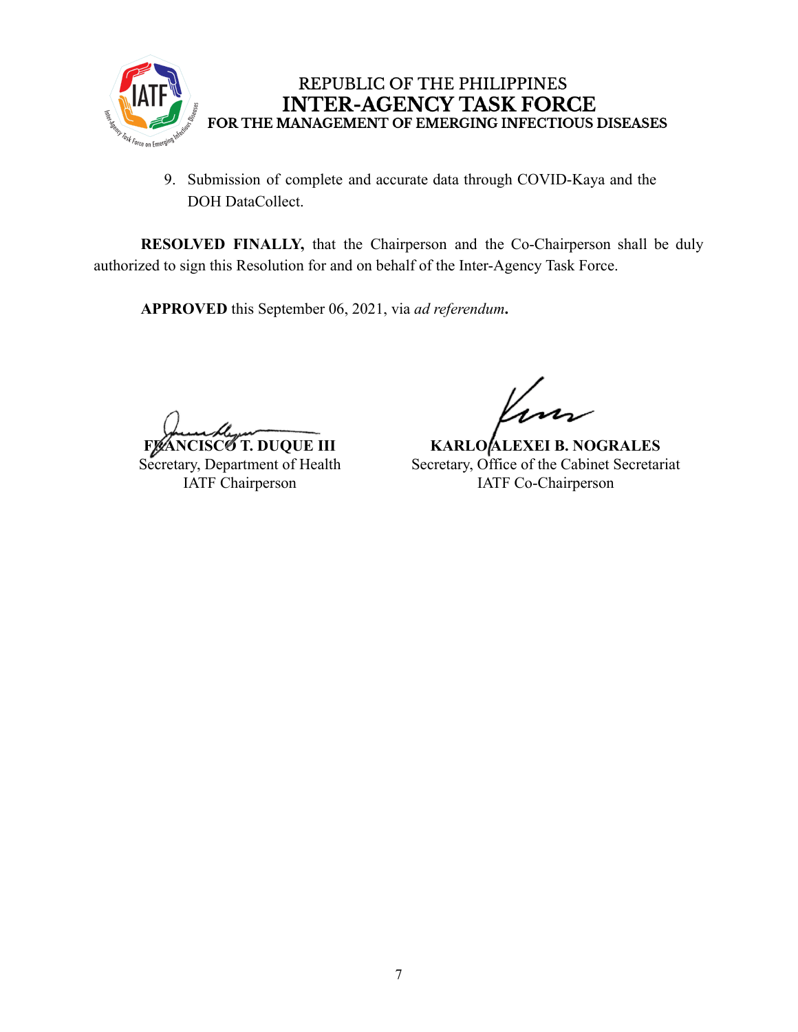9. Submission of complete and accurate data through COVID-Kaya and the DOH DataCollect.

**RESOLVED FINALLY,** that the Chairperson and the Co-Chairperson shall be duly authorized to sign this Resolution for and on behalf of the Inter-Agency Task Force.

**APPROVED** this September 06, 2021, via *ad referendum***.**

**FRANCISCO T. DUQUE III**
Secretary, Department of Health
IATF Chairperson

**KARLO ALEXEI B. NOGRALES**
Secretary, Office of the Cabinet Secretariat
IATF Co-Chairperson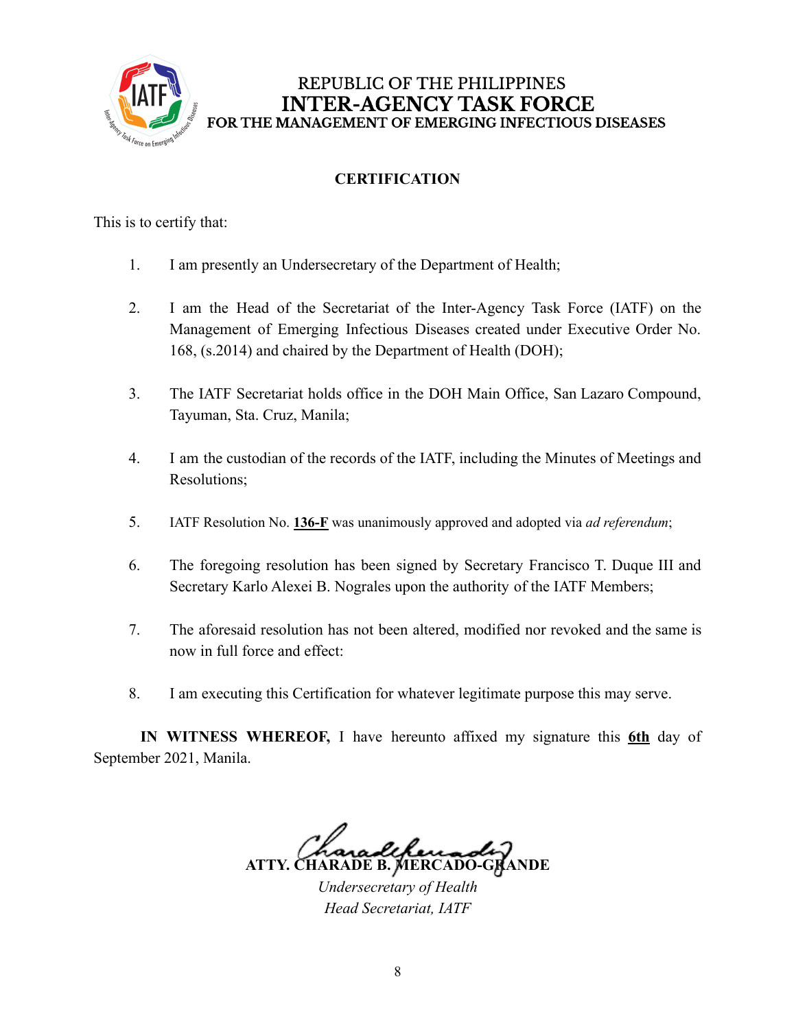REPUBLIC OF THE PHILIPPINES
**INTER-AGENCY TASK FORCE**
**FOR THE MANAGEMENT OF EMERGING INFECTIOUS DISEASES**

## CERTIFICATION

This is to certify that:

1. I am presently an Undersecretary of the Department of Health;

2. I am the Head of the Secretariat of the Inter-Agency Task Force (IATF) on the Management of Emerging Infectious Diseases created under Executive Order No. 168, (s.2014) and chaired by the Department of Health (DOH);

3. The IATF Secretariat holds office in the DOH Main Office, San Lazaro Compound, Tayuman, Sta. Cruz, Manila;

4. I am the custodian of the records of the IATF, including the Minutes of Meetings and Resolutions;

5. IATF Resolution No. **136-F** was unanimously approved and adopted via *ad referendum*;

6. The foregoing resolution has been signed by Secretary Francisco T. Duque III and Secretary Karlo Alexei B. Nograles upon the authority of the IATF Members;

7. The aforesaid resolution has not been altered, modified nor revoked and the same is now in full force and effect:

8. I am executing this Certification for whatever legitimate purpose this may serve.

**IN WITNESS WHEREOF,** I have hereunto affixed my signature this **6th** day of September 2021, Manila.

**ATTY. CHARADE B. MERCADO-GRANDE**
*Undersecretary of Health*
*Head Secretariat, IATF*